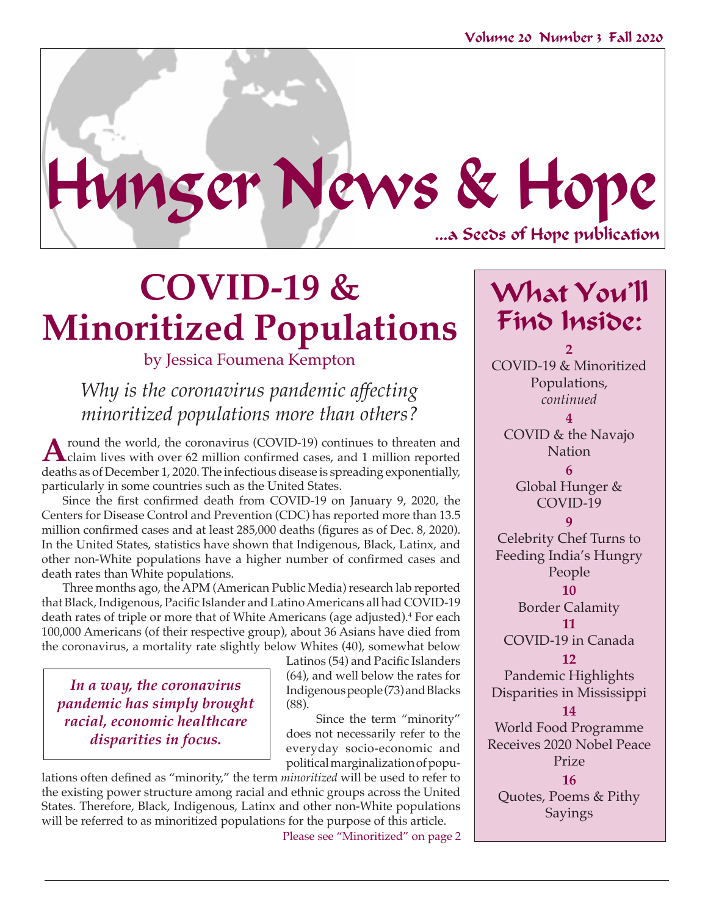# Hunger News & Hope

...a Seeds of Hope publication

# COVID-19 & Minoritized Populations

by Jessica Foumena Kempton

*Why is the coronavirus pandemic affecting minoritized populations more than others?*

Around the world, the coronavirus (COVID-19) continues to threaten and claim lives with over 62 million confirmed cases, and 1 million reported deaths as of December 1, 2020. The infectious disease is spreading exponentially, particularly in some countries such as the United States.

Since the first confirmed death from COVID-19 on January 9, 2020, the Centers for Disease Control and Prevention (CDC) has reported more than 13.5 million confirmed cases and at least 285,000 deaths (figures as of Dec. 8, 2020). In the United States, statistics have shown that Indigenous, Black, Latinx, and other non-White populations have a higher number of confirmed cases and death rates than White populations.

Three months ago, the APM (American Public Media) research lab reported that Black, Indigenous, Pacific Islander and Latino Americans all had COVID-19 death rates of triple or more that of White Americans (age adjusted).[4] For each 100,000 Americans (of their respective group), about 36 Asians have died from the coronavirus, a mortality rate slightly below Whites (40), somewhat below Latinos (54) and Pacific Islanders (64), and well below the rates for Indigenous people (73) and Blacks (88).

> ***In a way, the coronavirus pandemic has simply brought racial, economic healthcare disparities in focus.***

Since the term "minority" does not necessarily refer to the everyday socio-economic and political marginalization of populations often defined as "minority," the term *minoritized* will be used to refer to the existing power structure among racial and ethnic groups across the United States. Therefore, Black, Indigenous, Latinx and other non-White populations will be referred to as minoritized populations for the purpose of this article.

Please see "Minoritized" on page 2

## What You'll Find Inside:

**2** COVID-19 & Minoritized Populations, *continued*

**4** COVID & the Navajo Nation

**6** Global Hunger & COVID-19

**9** Celebrity Chef Turns to Feeding India's Hungry People

**10** Border Calamity

**11** COVID-19 in Canada

**12** Pandemic Highlights Disparities in Mississippi

**14** World Food Programme Receives 2020 Nobel Peace Prize

**16** Quotes, Poems & Pithy Sayings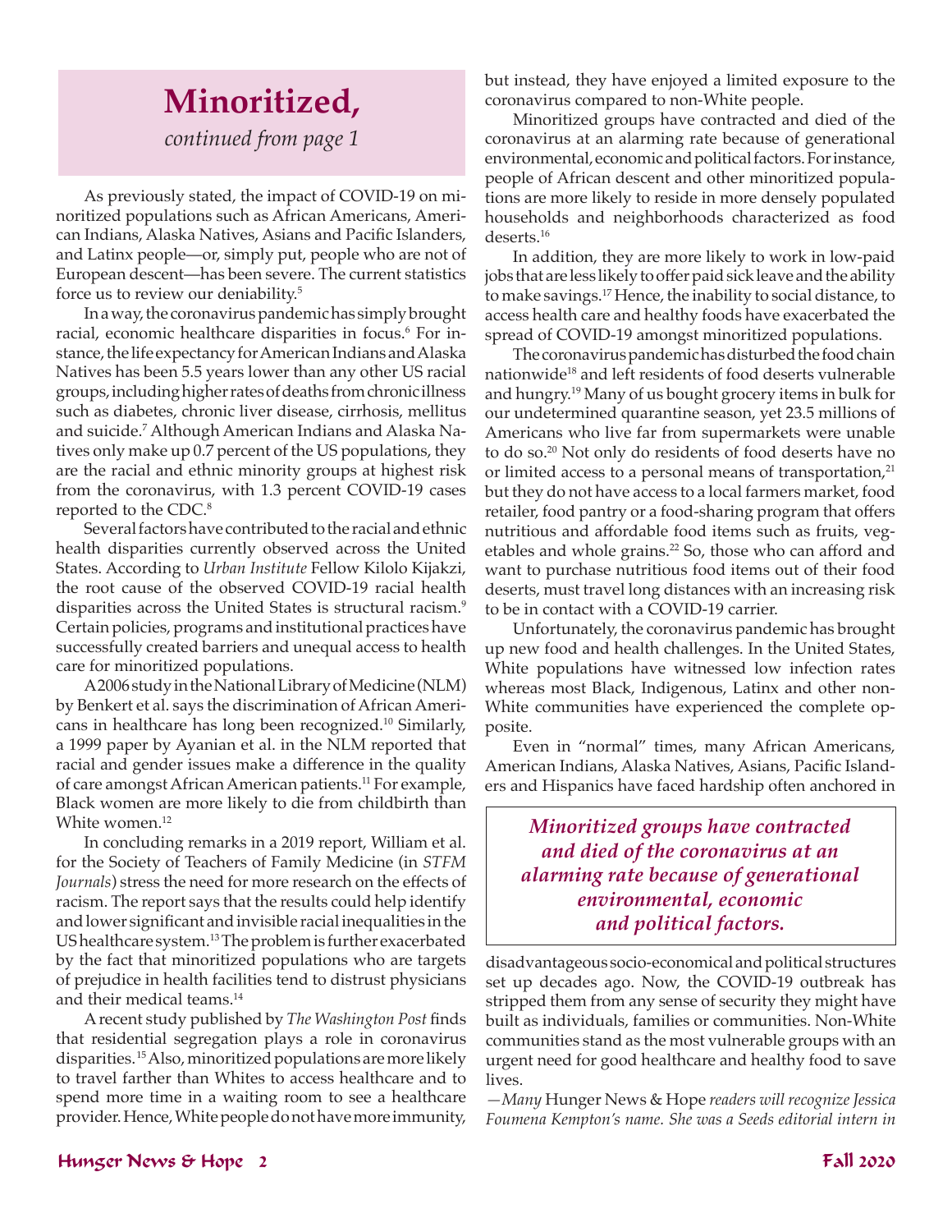# Minoritized,

*continued from page 1*

As previously stated, the impact of COVID-19 on minoritized populations such as African Americans, American Indians, Alaska Natives, Asians and Pacific Islanders, and Latinx people—or, simply put, people who are not of European descent—has been severe. The current statistics force us to review our deniability.[5]

In a way, the coronavirus pandemic has simply brought racial, economic healthcare disparities in focus.[6] For instance, the life expectancy for American Indians and Alaska Natives has been 5.5 years lower than any other US racial groups, including higher rates of deaths from chronic illness such as diabetes, chronic liver disease, cirrhosis, mellitus and suicide.[7] Although American Indians and Alaska Natives only make up 0.7 percent of the US populations, they are the racial and ethnic minority groups at highest risk from the coronavirus, with 1.3 percent COVID-19 cases reported to the CDC.[8]

Several factors have contributed to the racial and ethnic health disparities currently observed across the United States. According to *Urban Institute* Fellow Kilolo Kijakzi, the root cause of the observed COVID-19 racial health disparities across the United States is structural racism.[9] Certain policies, programs and institutional practices have successfully created barriers and unequal access to health care for minoritized populations.

A 2006 study in the National Library of Medicine (NLM) by Benkert et al. says the discrimination of African Americans in healthcare has long been recognized.[10] Similarly, a 1999 paper by Ayanian et al. in the NLM reported that racial and gender issues make a difference in the quality of care amongst African American patients.[11] For example, Black women are more likely to die from childbirth than White women.[12]

In concluding remarks in a 2019 report, William et al. for the Society of Teachers of Family Medicine (in *STFM Journals*) stress the need for more research on the effects of racism. The report says that the results could help identify and lower significant and invisible racial inequalities in the US healthcare system.[13] The problem is further exacerbated by the fact that minoritized populations who are targets of prejudice in health facilities tend to distrust physicians and their medical teams.[14]

A recent study published by *The Washington Post* finds that residential segregation plays a role in coronavirus disparities.[15] Also, minoritized populations are more likely to travel farther than Whites to access healthcare and to spend more time in a waiting room to see a healthcare provider. Hence, White people do not have more immunity, but instead, they have enjoyed a limited exposure to the coronavirus compared to non-White people.

Minoritized groups have contracted and died of the coronavirus at an alarming rate because of generational environmental, economic and political factors. For instance, people of African descent and other minoritized populations are more likely to reside in more densely populated households and neighborhoods characterized as food deserts.[16]

In addition, they are more likely to work in low-paid jobs that are less likely to offer paid sick leave and the ability to make savings.[17] Hence, the inability to social distance, to access health care and healthy foods have exacerbated the spread of COVID-19 amongst minoritized populations.

The coronavirus pandemic has disturbed the food chain nationwide[18] and left residents of food deserts vulnerable and hungry.[19] Many of us bought grocery items in bulk for our undetermined quarantine season, yet 23.5 millions of Americans who live far from supermarkets were unable to do so.[20] Not only do residents of food deserts have no or limited access to a personal means of transportation,[21] but they do not have access to a local farmers market, food retailer, food pantry or a food-sharing program that offers nutritious and affordable food items such as fruits, vegetables and whole grains.[22] So, those who can afford and want to purchase nutritious food items out of their food deserts, must travel long distances with an increasing risk to be in contact with a COVID-19 carrier.

Unfortunately, the coronavirus pandemic has brought up new food and health challenges. In the United States, White populations have witnessed low infection rates whereas most Black, Indigenous, Latinx and other non-White communities have experienced the complete opposite.

Even in "normal" times, many African Americans, American Indians, Alaska Natives, Asians, Pacific Islanders and Hispanics have faced hardship often anchored in disadvantageous socio-economical and political structures set up decades ago. Now, the COVID-19 outbreak has stripped them from any sense of security they might have built as individuals, families or communities. Non-White communities stand as the most vulnerable groups with an urgent need for good healthcare and healthy food to save lives.

> ***Minoritized groups have contracted and died of the coronavirus at an alarming rate because of generational environmental, economic and political factors.***

*—Many* Hunger News & Hope *readers will recognize Jessica Foumena Kempton's name. She was a Seeds editorial intern in*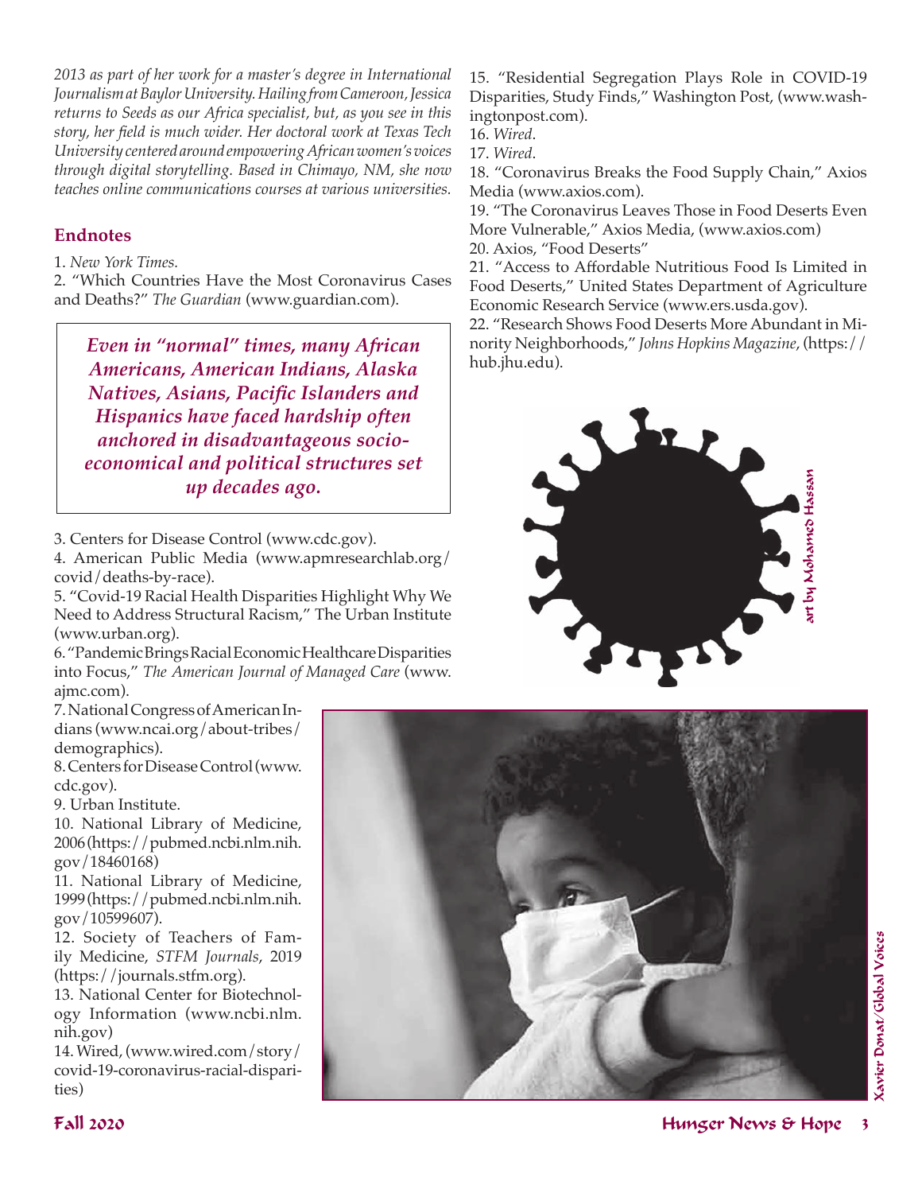*2013 as part of her work for a master's degree in International Journalism at Baylor University. Hailing from Cameroon, Jessica returns to Seeds as our Africa specialist, but, as you see in this story, her field is much wider. Her doctoral work at Texas Tech University centered around empowering African women's voices through digital storytelling. Based in Chimayo, NM, she now teaches online communications courses at various universities.*

## Endnotes

1. *New York Times*.
2. "Which Countries Have the Most Coronavirus Cases and Deaths?" *The Guardian* (www.guardian.com).

> ***Even in "normal" times, many African Americans, American Indians, Alaska Natives, Asians, Pacific Islanders and Hispanics have faced hardship often anchored in disadvantageous socio-economical and political structures set up decades ago.***

3. Centers for Disease Control (www.cdc.gov).
4. American Public Media (www.apmresearchlab.org/covid/deaths-by-race).
5. "Covid-19 Racial Health Disparities Highlight Why We Need to Address Structural Racism," The Urban Institute (www.urban.org).
6. "Pandemic Brings Racial Economic Healthcare Disparities into Focus," *The American Journal of Managed Care* (www.ajmc.com).
7. National Congress of American Indians (www.ncai.org/about-tribes/demographics).
8. Centers for Disease Control (www.cdc.gov).
9. Urban Institute.
10. National Library of Medicine, 2006 (https://pubmed.ncbi.nlm.nih.gov/18460168)
11. National Library of Medicine, 1999 (https://pubmed.ncbi.nlm.nih.gov/10599607).
12. Society of Teachers of Family Medicine, *STFM Journals*, 2019 (https://journals.stfm.org).
13. National Center for Biotechnology Information (www.ncbi.nlm.nih.gov)
14. Wired, (www.wired.com/story/covid-19-coronavirus-racial-disparities)
15. "Residential Segregation Plays Role in COVID-19 Disparities, Study Finds," Washington Post, (www.washingtonpost.com).
16. *Wired*.
17. *Wired*.
18. "Coronavirus Breaks the Food Supply Chain," Axios Media (www.axios.com).
19. "The Coronavirus Leaves Those in Food Deserts Even More Vulnerable," Axios Media, (www.axios.com)
20. Axios, "Food Deserts"
21. "Access to Affordable Nutritious Food Is Limited in Food Deserts," United States Department of Agriculture Economic Research Service (www.ers.usda.gov).
22. "Research Shows Food Deserts More Abundant in Minority Neighborhoods," *Johns Hopkins Magazine*, (https://hub.jhu.edu).

art by Mohamed Hassan

Xavier Donat/Global Voices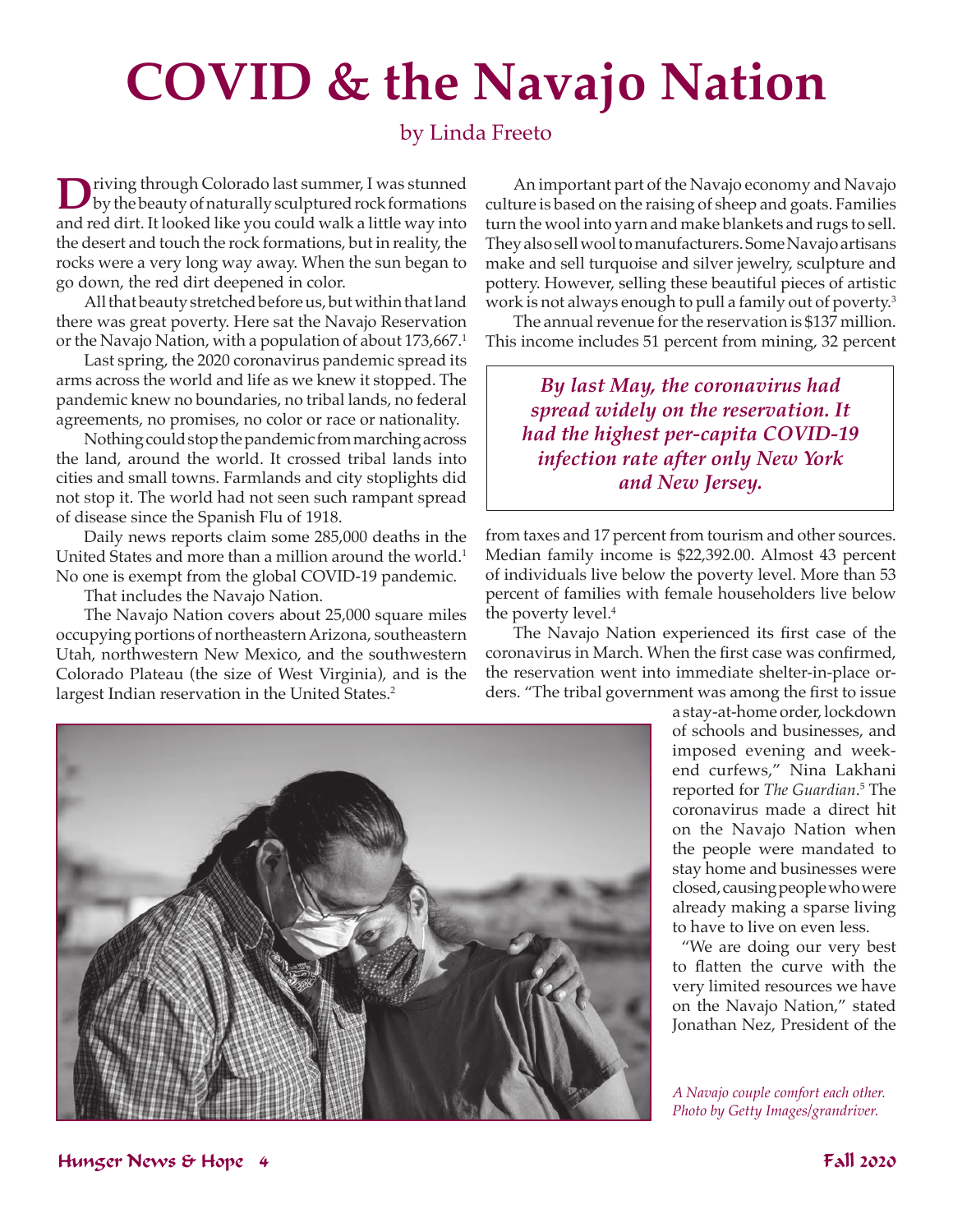# COVID & the Navajo Nation

by Linda Freeto

Driving through Colorado last summer, I was stunned by the beauty of naturally sculptured rock formations and red dirt. It looked like you could walk a little way into the desert and touch the rock formations, but in reality, the rocks were a very long way away. When the sun began to go down, the red dirt deepened in color.

All that beauty stretched before us, but within that land there was great poverty. Here sat the Navajo Reservation or the Navajo Nation, with a population of about 173,667.[1]

Last spring, the 2020 coronavirus pandemic spread its arms across the world and life as we knew it stopped. The pandemic knew no boundaries, no tribal lands, no federal agreements, no promises, no color or race or nationality.

Nothing could stop the pandemic from marching across the land, around the world. It crossed tribal lands into cities and small towns. Farmlands and city stoplights did not stop it. The world had not seen such rampant spread of disease since the Spanish Flu of 1918.

Daily news reports claim some 285,000 deaths in the United States and more than a million around the world.[1] No one is exempt from the global COVID-19 pandemic.

That includes the Navajo Nation.

The Navajo Nation covers about 25,000 square miles occupying portions of northeastern Arizona, southeastern Utah, northwestern New Mexico, and the southwestern Colorado Plateau (the size of West Virginia), and is the largest Indian reservation in the United States.[2]

An important part of the Navajo economy and Navajo culture is based on the raising of sheep and goats. Families turn the wool into yarn and make blankets and rugs to sell. They also sell wool to manufacturers. Some Navajo artisans make and sell turquoise and silver jewelry, sculpture and pottery. However, selling these beautiful pieces of artistic work is not always enough to pull a family out of poverty.[3]

The annual revenue for the reservation is $137 million. This income includes 51 percent from mining, 32 percent from taxes and 17 percent from tourism and other sources. Median family income is $22,392.00. Almost 43 percent of individuals live below the poverty level. More than 53 percent of families with female householders live below the poverty level.[4]

> ***By last May, the coronavirus had spread widely on the reservation. It had the highest per-capita COVID-19 infection rate after only New York and New Jersey.***

The Navajo Nation experienced its first case of the coronavirus in March. When the first case was confirmed, the reservation went into immediate shelter-in-place orders. "The tribal government was among the first to issue a stay-at-home order, lockdown of schools and businesses, and imposed evening and weekend curfews," Nina Lakhani reported for *The Guardian*.[5] The coronavirus made a direct hit on the Navajo Nation when the people were mandated to stay home and businesses were closed, causing people who were already making a sparse living to have to live on even less.

"We are doing our very best to flatten the curve with the very limited resources we have on the Navajo Nation," stated Jonathan Nez, President of the

*A Navajo couple comfort each other. Photo by Getty Images/grandriver.*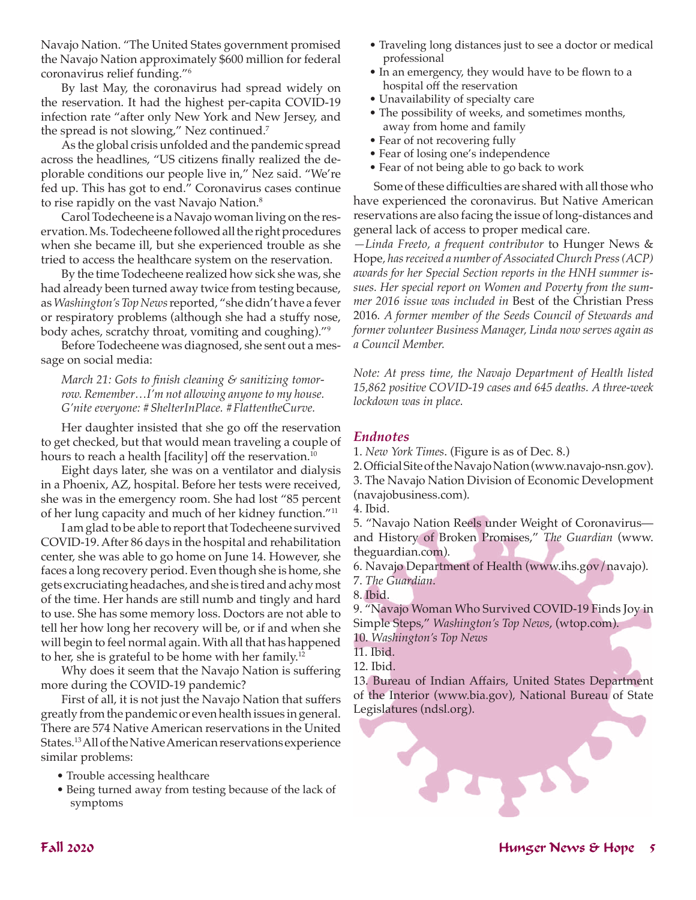Navajo Nation. "The United States government promised the Navajo Nation approximately $600 million for federal coronavirus relief funding."[6]

By last May, the coronavirus had spread widely on the reservation. It had the highest per-capita COVID-19 infection rate "after only New York and New Jersey, and the spread is not slowing," Nez continued.[7]

As the global crisis unfolded and the pandemic spread across the headlines, "US citizens finally realized the deplorable conditions our people live in," Nez said. "We're fed up. This has got to end." Coronavirus cases continue to rise rapidly on the vast Navajo Nation.[8]

Carol Todecheene is a Navajo woman living on the reservation. Ms. Todecheene followed all the right procedures when she became ill, but she experienced trouble as she tried to access the healthcare system on the reservation.

By the time Todecheene realized how sick she was, she had already been turned away twice from testing because, as *Washington's Top News* reported, "she didn't have a fever or respiratory problems (although she had a stuffy nose, body aches, scratchy throat, vomiting and coughing)."[9]

Before Todecheene was diagnosed, she sent out a message on social media:

> *March 21: Gots to finish cleaning & sanitizing tomorrow. Remember…I'm not allowing anyone to my house. G'nite everyone: # ShelterInPlace. # FlattentheCurve.*

Her daughter insisted that she go off the reservation to get checked, but that would mean traveling a couple of hours to reach a health [facility] off the reservation.[10]

Eight days later, she was on a ventilator and dialysis in a Phoenix, AZ, hospital. Before her tests were received, she was in the emergency room. She had lost "85 percent of her lung capacity and much of her kidney function."[11]

I am glad to be able to report that Todecheene survived COVID-19. After 86 days in the hospital and rehabilitation center, she was able to go home on June 14. However, she faces a long recovery period. Even though she is home, she gets excruciating headaches, and she is tired and achy most of the time. Her hands are still numb and tingly and hard to use. She has some memory loss. Doctors are not able to tell her how long her recovery will be, or if and when she will begin to feel normal again. With all that has happened to her, she is grateful to be home with her family.[12]

Why does it seem that the Navajo Nation is suffering more during the COVID-19 pandemic?

First of all, it is not just the Navajo Nation that suffers greatly from the pandemic or even health issues in general. There are 574 Native American reservations in the United States.[13] All of the Native American reservations experience similar problems:

- Trouble accessing healthcare
- Being turned away from testing because of the lack of symptoms
- Traveling long distances just to see a doctor or medical professional
- In an emergency, they would have to be flown to a hospital off the reservation
- Unavailability of specialty care
- The possibility of weeks, and sometimes months, away from home and family
- Fear of not recovering fully
- Fear of losing one's independence
- Fear of not being able to go back to work

Some of these difficulties are shared with all those who have experienced the coronavirus. But Native American reservations are also facing the issue of long-distances and general lack of access to proper medical care.

*—Linda Freeto, a frequent contributor* to Hunger News & Hope, *has received a number of Associated Church Press (ACP) awards for her Special Section reports in the HNH summer issues. Her special report on Women and Poverty from the summer 2016 issue was included in* Best of the Christian Press 2016. *A former member of the Seeds Council of Stewards and former volunteer Business Manager, Linda now serves again as a Council Member.*

*Note: At press time, the Navajo Department of Health listed 15,862 positive COVID-19 cases and 645 deaths. A three-week lockdown was in place.*

## *Endnotes*

1. *New York Times*. (Figure is as of Dec. 8.)
2. Official Site of the Navajo Nation (www.navajo-nsn.gov).
3. The Navajo Nation Division of Economic Development (navajobusiness.com).
4. Ibid.
5. "Navajo Nation Reels under Weight of Coronavirus—and History of Broken Promises," *The Guardian* (www.theguardian.com).
6. Navajo Department of Health (www.ihs.gov/navajo).
7. *The Guardian*.
8. Ibid.
9. "Navajo Woman Who Survived COVID-19 Finds Joy in Simple Steps," *Washington's Top News*, (wtop.com).
10. *Washington's Top News*
11. Ibid.
12. Ibid.
13. Bureau of Indian Affairs, United States Department of the Interior (www.bia.gov), National Bureau of State Legislatures (ndsl.org).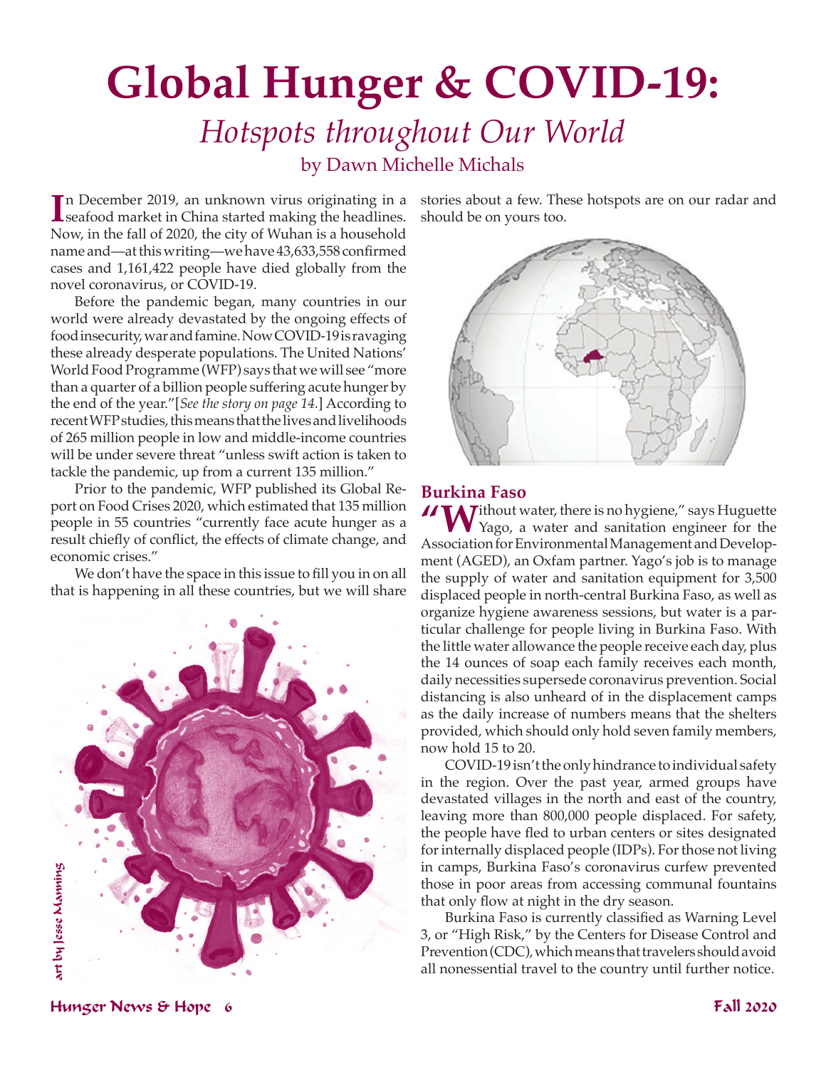# Global Hunger & COVID-19:

## *Hotspots throughout Our World*

by Dawn Michelle Michals

In December 2019, an unknown virus originating in a seafood market in China started making the headlines. Now, in the fall of 2020, the city of Wuhan is a household name and—at this writing—we have 43,633,558 confirmed cases and 1,161,422 people have died globally from the novel coronavirus, or COVID-19.

Before the pandemic began, many countries in our world were already devastated by the ongoing effects of food insecurity, war and famine. Now COVID-19 is ravaging these already desperate populations. The United Nations' World Food Programme (WFP) says that we will see "more than a quarter of a billion people suffering acute hunger by the end of the year."[*See the story on page 14.*] According to recent WFP studies, this means that the lives and livelihoods of 265 million people in low and middle-income countries will be under severe threat "unless swift action is taken to tackle the pandemic, up from a current 135 million."

Prior to the pandemic, WFP published its Global Report on Food Crises 2020, which estimated that 135 million people in 55 countries "currently face acute hunger as a result chiefly of conflict, the effects of climate change, and economic crises."

We don't have the space in this issue to fill you in on all that is happening in all these countries, but we will share stories about a few. These hotspots are on our radar and should be on yours too.

art by Jesse Manning

### Burkina Faso

"Without water, there is no hygiene," says Huguette Yago, a water and sanitation engineer for the Association for Environmental Management and Development (AGED), an Oxfam partner. Yago's job is to manage the supply of water and sanitation equipment for 3,500 displaced people in north-central Burkina Faso, as well as organize hygiene awareness sessions, but water is a particular challenge for people living in Burkina Faso. With the little water allowance the people receive each day, plus the 14 ounces of soap each family receives each month, daily necessities supersede coronavirus prevention. Social distancing is also unheard of in the displacement camps as the daily increase of numbers means that the shelters provided, which should only hold seven family members, now hold 15 to 20.

COVID-19 isn't the only hindrance to individual safety in the region. Over the past year, armed groups have devastated villages in the north and east of the country, leaving more than 800,000 people displaced. For safety, the people have fled to urban centers or sites designated for internally displaced people (IDPs). For those not living in camps, Burkina Faso's coronavirus curfew prevented those in poor areas from accessing communal fountains that only flow at night in the dry season.

Burkina Faso is currently classified as Warning Level 3, or "High Risk," by the Centers for Disease Control and Prevention (CDC), which means that travelers should avoid all nonessential travel to the country until further notice.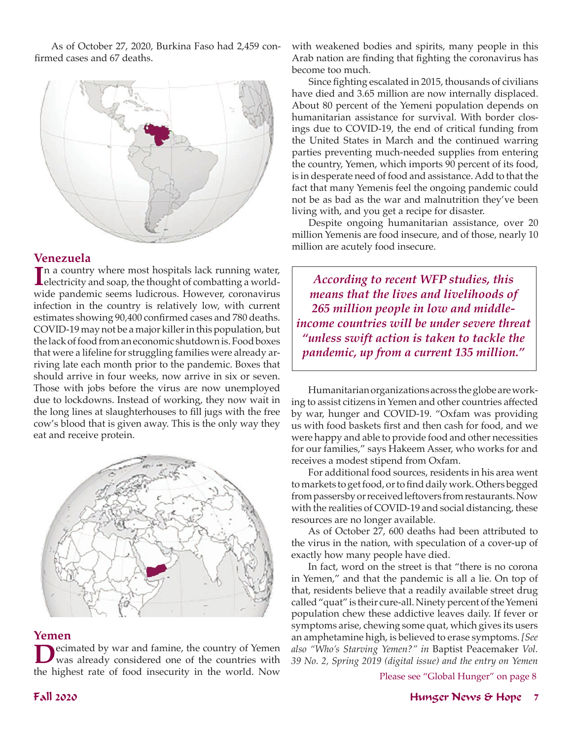As of October 27, 2020, Burkina Faso had 2,459 confirmed cases and 67 deaths.

## Venezuela

In a country where most hospitals lack running water, electricity and soap, the thought of combatting a worldwide pandemic seems ludicrous. However, coronavirus infection in the country is relatively low, with current estimates showing 90,400 confirmed cases and 780 deaths. COVID-19 may not be a major killer in this population, but the lack of food from an economic shutdown is. Food boxes that were a lifeline for struggling families were already arriving late each month prior to the pandemic. Boxes that should arrive in four weeks, now arrive in six or seven. Those with jobs before the virus are now unemployed due to lockdowns. Instead of working, they now wait in the long lines at slaughterhouses to fill jugs with the free cow's blood that is given away. This is the only way they eat and receive protein.

## Yemen

Decimated by war and famine, the country of Yemen was already considered one of the countries with the highest rate of food insecurity in the world. Now with weakened bodies and spirits, many people in this Arab nation are finding that fighting the coronavirus has become too much.

Since fighting escalated in 2015, thousands of civilians have died and 3.65 million are now internally displaced. About 80 percent of the Yemeni population depends on humanitarian assistance for survival. With border closings due to COVID-19, the end of critical funding from the United States in March and the continued warring parties preventing much-needed supplies from entering the country, Yemen, which imports 90 percent of its food, is in desperate need of food and assistance. Add to that the fact that many Yemenis feel the ongoing pandemic could not be as bad as the war and malnutrition they've been living with, and you get a recipe for disaster.

Despite ongoing humanitarian assistance, over 20 million Yemenis are food insecure, and of those, nearly 10 million are acutely food insecure.

> ***According to recent WFP studies, this means that the lives and livelihoods of 265 million people in low and middle-income countries will be under severe threat "unless swift action is taken to tackle the pandemic, up from a current 135 million."***

Humanitarian organizations across the globe are working to assist citizens in Yemen and other countries affected by war, hunger and COVID-19. "Oxfam was providing us with food baskets first and then cash for food, and we were happy and able to provide food and other necessities for our families," says Hakeem Asser, who works for and receives a modest stipend from Oxfam.

For additional food sources, residents in his area went to markets to get food, or to find daily work. Others begged from passersby or received leftovers from restaurants. Now with the realities of COVID-19 and social distancing, these resources are no longer available.

As of October 27, 600 deaths had been attributed to the virus in the nation, with speculation of a cover-up of exactly how many people have died.

In fact, word on the street is that "there is no corona in Yemen," and that the pandemic is all a lie. On top of that, residents believe that a readily available street drug called "quat" is their cure-all. Ninety percent of the Yemeni population chew these addictive leaves daily. If fever or symptoms arise, chewing some quat, which gives its users an amphetamine high, is believed to erase symptoms. *[See also "Who's Starving Yemen?" in* Baptist Peacemaker *Vol. 39 No. 2, Spring 2019 (digital issue) and the entry on Yemen*

Please see "Global Hunger" on page 8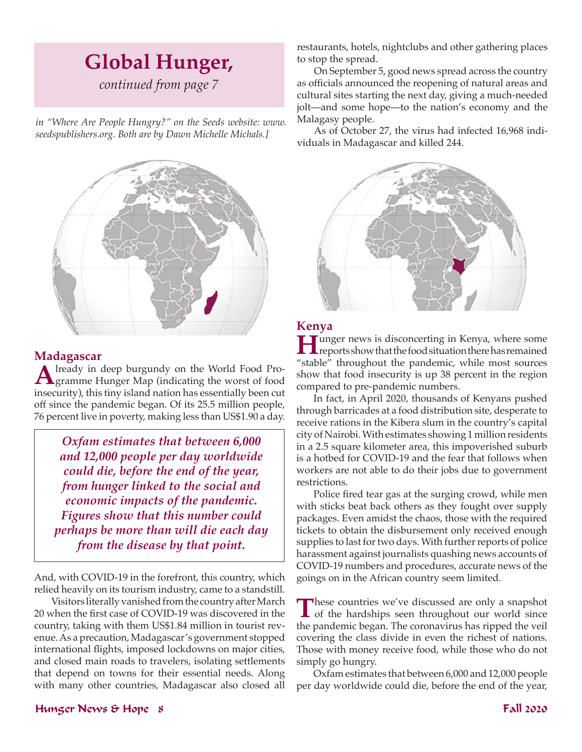# Global Hunger,

*continued from page 7*

*in "Where Are People Hungry?" on the Seeds website: www.seedspublishers.org. Both are by Dawn Michelle Michals.]*

## Madagascar

Already in deep burgundy on the World Food Programme Hunger Map (indicating the worst of food insecurity), this tiny island nation has essentially been cut off since the pandemic began. Of its 25.5 million people, 76 percent live in poverty, making less than US$1.90 a day.

> ***Oxfam estimates that between 6,000 and 12,000 people per day worldwide could die, before the end of the year, from hunger linked to the social and economic impacts of the pandemic. Figures show that this number could perhaps be more than will die each day from the disease by that point.***

And, with COVID-19 in the forefront, this country, which relied heavily on its tourism industry, came to a standstill.

Visitors literally vanished from the country after March 20 when the first case of COVID-19 was discovered in the country, taking with them US$1.84 million in tourist revenue. As a precaution, Madagascar's government stopped international flights, imposed lockdowns on major cities, and closed main roads to travelers, isolating settlements that depend on towns for their essential needs. Along with many other countries, Madagascar also closed all restaurants, hotels, nightclubs and other gathering places to stop the spread.

On September 5, good news spread across the country as officials announced the reopening of natural areas and cultural sites starting the next day, giving a much-needed jolt—and some hope—to the nation's economy and the Malagasy people.

As of October 27, the virus had infected 16,968 individuals in Madagascar and killed 244.

## Kenya

Hunger news is disconcerting in Kenya, where some reports show that the food situation there has remained "stable" throughout the pandemic, while most sources show that food insecurity is up 38 percent in the region compared to pre-pandemic numbers.

In fact, in April 2020, thousands of Kenyans pushed through barricades at a food distribution site, desperate to receive rations in the Kibera slum in the country's capital city of Nairobi. With estimates showing 1 million residents in a 2.5 square kilometer area, this impoverished suburb is a hotbed for COVID-19 and the fear that follows when workers are not able to do their jobs due to government restrictions.

Police fired tear gas at the surging crowd, while men with sticks beat back others as they fought over supply packages. Even amidst the chaos, those with the required tickets to obtain the disbursement only received enough supplies to last for two days. With further reports of police harassment against journalists quashing news accounts of COVID-19 numbers and procedures, accurate news of the goings on in the African country seem limited.

These countries we've discussed are only a snapshot of the hardships seen throughout our world since the pandemic began. The coronavirus has ripped the veil covering the class divide in even the richest of nations. Those with money receive food, while those who do not simply go hungry.

Oxfam estimates that between 6,000 and 12,000 people per day worldwide could die, before the end of the year,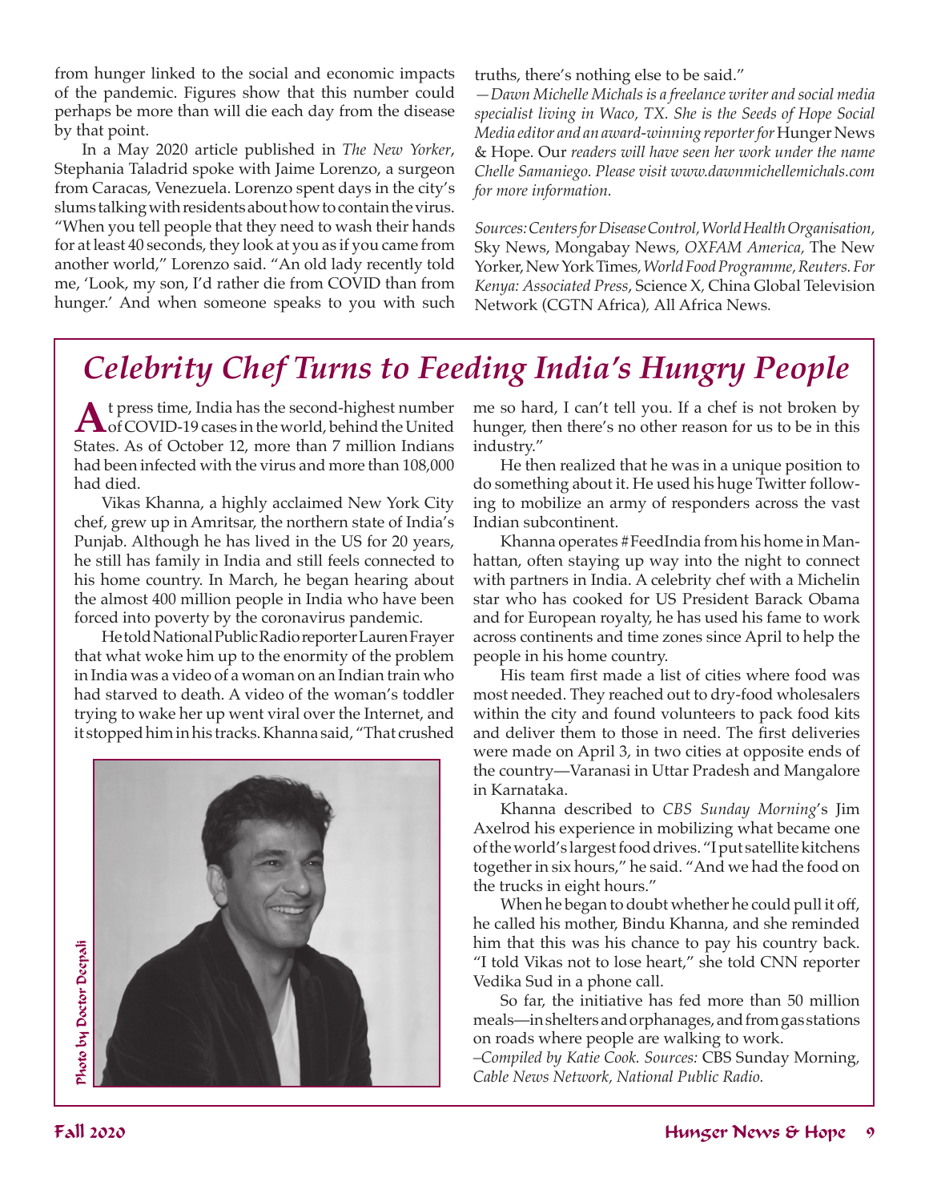from hunger linked to the social and economic impacts of the pandemic. Figures show that this number could perhaps be more than will die each day from the disease by that point.

In a May 2020 article published in *The New Yorker*, Stephania Taladrid spoke with Jaime Lorenzo, a surgeon from Caracas, Venezuela. Lorenzo spent days in the city's slums talking with residents about how to contain the virus. "When you tell people that they need to wash their hands for at least 40 seconds, they look at you as if you came from another world," Lorenzo said. "An old lady recently told me, 'Look, my son, I'd rather die from COVID than from hunger.' And when someone speaks to you with such truths, there's nothing else to be said."

*—Dawn Michelle Michals is a freelance writer and social media specialist living in Waco, TX. She is the Seeds of Hope Social Media editor and an award-winning reporter for* Hunger News & Hope*. Our readers will have seen her work under the name Chelle Samaniego. Please visit www.dawnmichellemichals.com for more information.*

*Sources: Centers for Disease Control, World Health Organisation,* Sky News, Mongabay News*, OXFAM America,* The New Yorker, New York Times*, World Food Programme, Reuters. For Kenya: Associated Press*, Science X, China Global Television Network (CGTN Africa)*,* All Africa News*.*

# *Celebrity Chef Turns to Feeding India's Hungry People*

At press time, India has the second-highest number of COVID-19 cases in the world, behind the United States. As of October 12, more than 7 million Indians had been infected with the virus and more than 108,000 had died.

Vikas Khanna, a highly acclaimed New York City chef, grew up in Amritsar, the northern state of India's Punjab. Although he has lived in the US for 20 years, he still has family in India and still feels connected to his home country. In March, he began hearing about the almost 400 million people in India who have been forced into poverty by the coronavirus pandemic.

He told National Public Radio reporter Lauren Frayer that what woke him up to the enormity of the problem in India was a video of a woman on an Indian train who had starved to death. A video of the woman's toddler trying to wake her up went viral over the Internet, and it stopped him in his tracks. Khanna said, "That crushed me so hard, I can't tell you. If a chef is not broken by hunger, then there's no other reason for us to be in this industry."

Photo by Doctor Deepali

He then realized that he was in a unique position to do something about it. He used his huge Twitter following to mobilize an army of responders across the vast Indian subcontinent.

Khanna operates #FeedIndia from his home in Manhattan, often staying up way into the night to connect with partners in India. A celebrity chef with a Michelin star who has cooked for US President Barack Obama and for European royalty, he has used his fame to work across continents and time zones since April to help the people in his home country.

His team first made a list of cities where food was most needed. They reached out to dry-food wholesalers within the city and found volunteers to pack food kits and deliver them to those in need. The first deliveries were made on April 3, in two cities at opposite ends of the country—Varanasi in Uttar Pradesh and Mangalore in Karnataka.

Khanna described to *CBS Sunday Morning*'s Jim Axelrod his experience in mobilizing what became one of the world's largest food drives. "I put satellite kitchens together in six hours," he said. "And we had the food on the trucks in eight hours."

When he began to doubt whether he could pull it off, he called his mother, Bindu Khanna, and she reminded him that this was his chance to pay his country back. "I told Vikas not to lose heart," she told CNN reporter Vedika Sud in a phone call.

So far, the initiative has fed more than 50 million meals—in shelters and orphanages, and from gas stations on roads where people are walking to work.

*–Compiled by Katie Cook. Sources:* CBS Sunday Morning*, Cable News Network, National Public Radio.*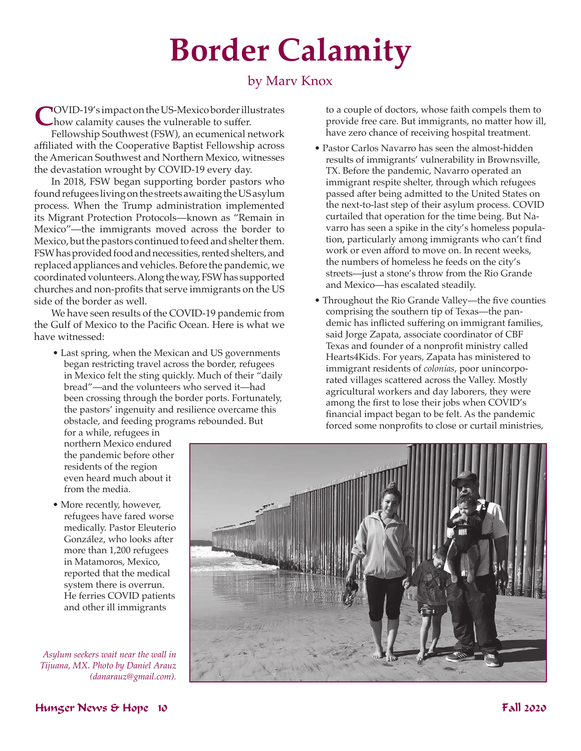# Border Calamity

by Marv Knox

COVID-19's impact on the US-Mexico border illustrates how calamity causes the vulnerable to suffer.

Fellowship Southwest (FSW), an ecumenical network affiliated with the Cooperative Baptist Fellowship across the American Southwest and Northern Mexico, witnesses the devastation wrought by COVID-19 every day.

In 2018, FSW began supporting border pastors who found refugees living on the streets awaiting the US asylum process. When the Trump administration implemented its Migrant Protection Protocols—known as "Remain in Mexico"—the immigrants moved across the border to Mexico, but the pastors continued to feed and shelter them. FSW has provided food and necessities, rented shelters, and replaced appliances and vehicles. Before the pandemic, we coordinated volunteers. Along the way, FSW has supported churches and non-profits that serve immigrants on the US side of the border as well.

We have seen results of the COVID-19 pandemic from the Gulf of Mexico to the Pacific Ocean. Here is what we have witnessed:

- Last spring, when the Mexican and US governments began restricting travel across the border, refugees in Mexico felt the sting quickly. Much of their "daily bread"—and the volunteers who served it—had been crossing through the border ports. Fortunately, the pastors' ingenuity and resilience overcame this obstacle, and feeding programs rebounded. But for a while, refugees in northern Mexico endured the pandemic before other residents of the region even heard much about it from the media.
- More recently, however, refugees have fared worse medically. Pastor Eleuterio González, who looks after more than 1,200 refugees in Matamoros, Mexico, reported that the medical system there is overrun. He ferries COVID patients and other ill immigrants to a couple of doctors, whose faith compels them to provide free care. But immigrants, no matter how ill, have zero chance of receiving hospital treatment.
- Pastor Carlos Navarro has seen the almost-hidden results of immigrants' vulnerability in Brownsville, TX. Before the pandemic, Navarro operated an immigrant respite shelter, through which refugees passed after being admitted to the United States on the next-to-last step of their asylum process. COVID curtailed that operation for the time being. But Navarro has seen a spike in the city's homeless population, particularly among immigrants who can't find work or even afford to move on. In recent weeks, the numbers of homeless he feeds on the city's streets—just a stone's throw from the Rio Grande and Mexico—has escalated steadily.
- Throughout the Rio Grande Valley—the five counties comprising the southern tip of Texas—the pandemic has inflicted suffering on immigrant families, said Jorge Zapata, associate coordinator of CBF Texas and founder of a nonprofit ministry called Hearts4Kids. For years, Zapata has ministered to immigrant residents of *colonias*, poor unincorporated villages scattered across the Valley. Mostly agricultural workers and day laborers, they were among the first to lose their jobs when COVID's financial impact began to be felt. As the pandemic forced some nonprofits to close or curtail ministries,

*Asylum seekers wait near the wall in Tijuana, MX. Photo by Daniel Arauz (danarauz@gmail.com).*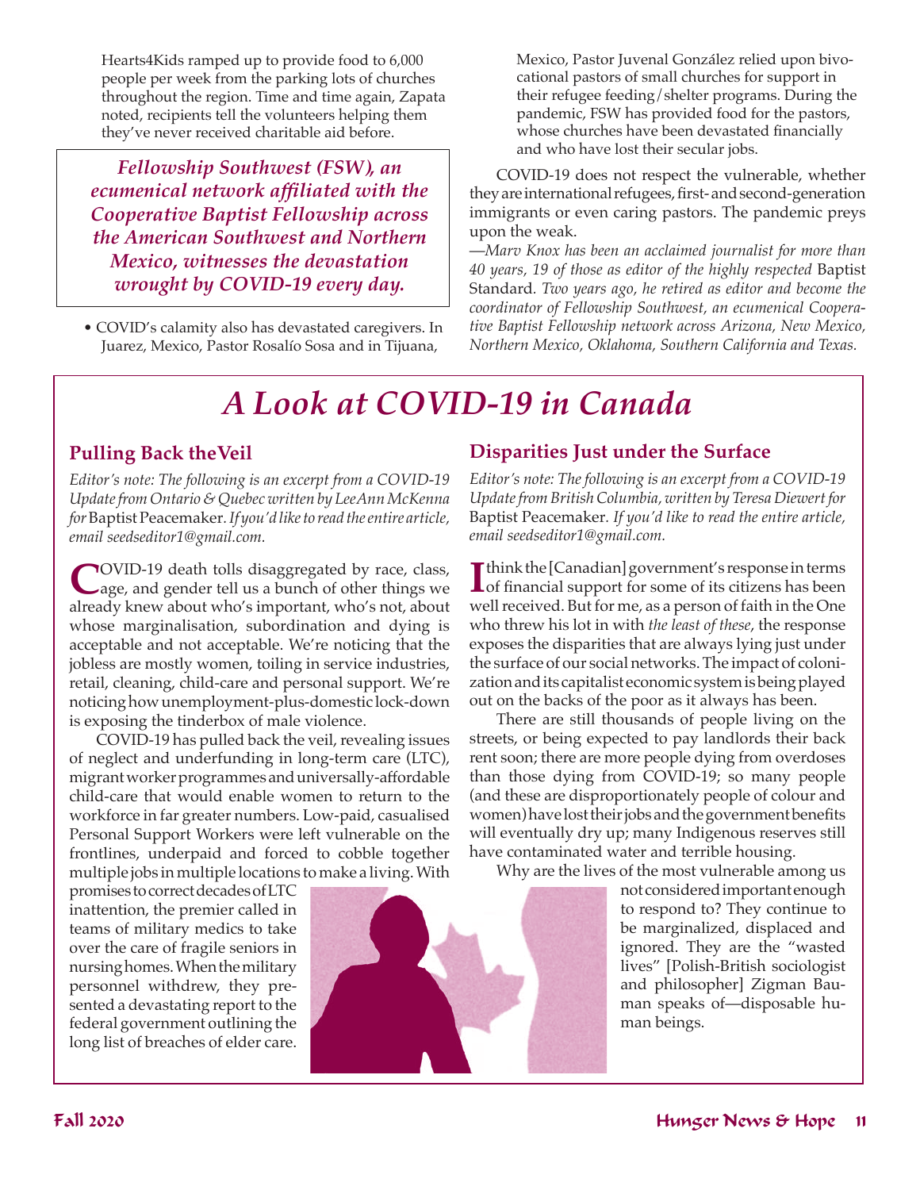Hearts4Kids ramped up to provide food to 6,000 people per week from the parking lots of churches throughout the region. Time and time again, Zapata noted, recipients tell the volunteers helping them they've never received charitable aid before.

> ***Fellowship Southwest (FSW), an ecumenical network affiliated with the Cooperative Baptist Fellowship across the American Southwest and Northern Mexico, witnesses the devastation wrought by COVID-19 every day.***

- COVID's calamity also has devastated caregivers. In Juarez, Mexico, Pastor Rosalío Sosa and in Tijuana, Mexico, Pastor Juvenal González relied upon bivocational pastors of small churches for support in their refugee feeding/shelter programs. During the pandemic, FSW has provided food for the pastors, whose churches have been devastated financially and who have lost their secular jobs.

COVID-19 does not respect the vulnerable, whether they are international refugees, first- and second-generation immigrants or even caring pastors. The pandemic preys upon the weak.

*—Marv Knox has been an acclaimed journalist for more than 40 years, 19 of those as editor of the highly respected* Baptist Standard. *Two years ago, he retired as editor and become the coordinator of Fellowship Southwest, an ecumenical Cooperative Baptist Fellowship network across Arizona, New Mexico, Northern Mexico, Oklahoma, Southern California and Texas.*

# *A Look at COVID-19 in Canada*

## Pulling Back the Veil

*Editor's note: The following is an excerpt from a COVID-19 Update from Ontario & Quebec written by LeeAnn McKenna for* Baptist Peacemaker. *If you'd like to read the entire article, email seedseditor1@gmail.com.*

COVID-19 death tolls disaggregated by race, class, age, and gender tell us a bunch of other things we already knew about who's important, who's not, about whose marginalisation, subordination and dying is acceptable and not acceptable. We're noticing that the jobless are mostly women, toiling in service industries, retail, cleaning, child-care and personal support. We're noticing how unemployment-plus-domestic lock-down is exposing the tinderbox of male violence.

COVID-19 has pulled back the veil, revealing issues of neglect and underfunding in long-term care (LTC), migrant worker programmes and universally-affordable child-care that would enable women to return to the workforce in far greater numbers. Low-paid, casualised Personal Support Workers were left vulnerable on the frontlines, underpaid and forced to cobble together multiple jobs in multiple locations to make a living. With promises to correct decades of LTC inattention, the premier called in teams of military medics to take over the care of fragile seniors in nursing homes. When the military personnel withdrew, they presented a devastating report to the federal government outlining the long list of breaches of elder care.

## Disparities Just under the Surface

*Editor's note: The following is an excerpt from a COVID-19 Update from British Columbia, written by Teresa Diewert for* Baptist Peacemaker. *If you'd like to read the entire article, email seedseditor1@gmail.com.*

I think the [Canadian] government's response in terms of financial support for some of its citizens has been well received. But for me, as a person of faith in the One who threw his lot in with *the least of these*, the response exposes the disparities that are always lying just under the surface of our social networks. The impact of colonization and its capitalist economic system is being played out on the backs of the poor as it always has been.

There are still thousands of people living on the streets, or being expected to pay landlords their back rent soon; there are more people dying from overdoses than those dying from COVID-19; so many people (and these are disproportionately people of colour and women) have lost their jobs and the government benefits will eventually dry up; many Indigenous reserves still have contaminated water and terrible housing.

Why are the lives of the most vulnerable among us not considered important enough to respond to? They continue to be marginalized, displaced and ignored. They are the "wasted lives" [Polish-British sociologist and philosopher] Zigman Bauman speaks of—disposable human beings.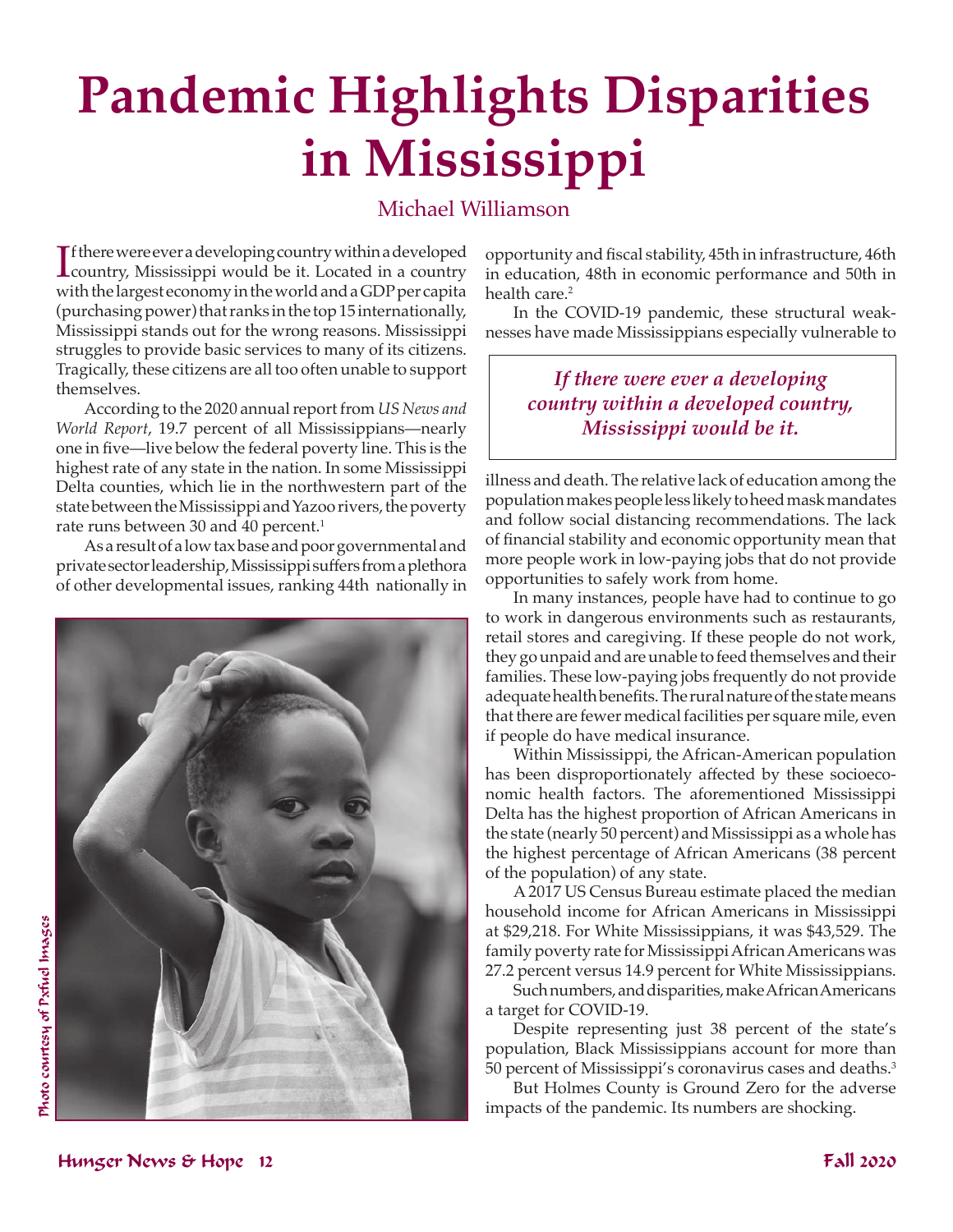# Pandemic Highlights Disparities in Mississippi

Michael Williamson

If there were ever a developing country within a developed country, Mississippi would be it. Located in a country with the largest economy in the world and a GDP per capita (purchasing power) that ranks in the top 15 internationally, Mississippi stands out for the wrong reasons. Mississippi struggles to provide basic services to many of its citizens. Tragically, these citizens are all too often unable to support themselves.

According to the 2020 annual report from *US News and World Report*, 19.7 percent of all Mississippians—nearly one in five—live below the federal poverty line. This is the highest rate of any state in the nation. In some Mississippi Delta counties, which lie in the northwestern part of the state between the Mississippi and Yazoo rivers, the poverty rate runs between 30 and 40 percent.[1]

As a result of a low tax base and poor governmental and private sector leadership, Mississippi suffers from a plethora of other developmental issues, ranking 44th nationally in opportunity and fiscal stability, 45th in infrastructure, 46th in education, 48th in economic performance and 50th in health care.[2]

In the COVID-19 pandemic, these structural weaknesses have made Mississippians especially vulnerable to illness and death. The relative lack of education among the population makes people less likely to heed mask mandates and follow social distancing recommendations. The lack of financial stability and economic opportunity mean that more people work in low-paying jobs that do not provide opportunities to safely work from home.

> ***If there were ever a developing country within a developed country, Mississippi would be it.***

In many instances, people have had to continue to go to work in dangerous environments such as restaurants, retail stores and caregiving. If these people do not work, they go unpaid and are unable to feed themselves and their families. These low-paying jobs frequently do not provide adequate health benefits. The rural nature of the state means that there are fewer medical facilities per square mile, even if people do have medical insurance.

Within Mississippi, the African-American population has been disproportionately affected by these socioeconomic health factors. The aforementioned Mississippi Delta has the highest proportion of African Americans in the state (nearly 50 percent) and Mississippi as a whole has the highest percentage of African Americans (38 percent of the population) of any state.

A 2017 US Census Bureau estimate placed the median household income for African Americans in Mississippi at $29,218. For White Mississippians, it was $43,529. The family poverty rate for Mississippi African Americans was 27.2 percent versus 14.9 percent for White Mississippians.

Such numbers, and disparities, make African Americans a target for COVID-19.

Despite representing just 38 percent of the state's population, Black Mississippians account for more than 50 percent of Mississippi's coronavirus cases and deaths.[3]

But Holmes County is Ground Zero for the adverse impacts of the pandemic. Its numbers are shocking.

Photo courtesy of Pxfuel Images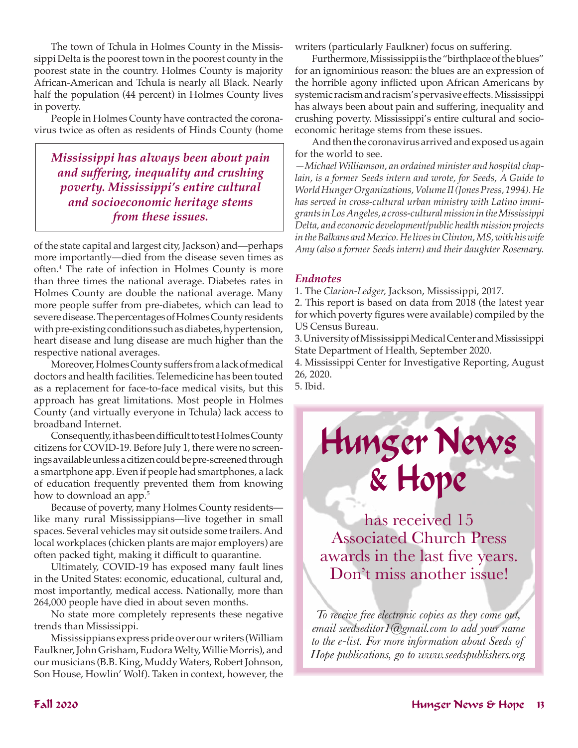The town of Tchula in Holmes County in the Mississippi Delta is the poorest town in the poorest county in the poorest state in the country. Holmes County is majority African-American and Tchula is nearly all Black. Nearly half the population (44 percent) in Holmes County lives in poverty.

People in Holmes County have contracted the coronavirus twice as often as residents of Hinds County (home of the state capital and largest city, Jackson) and—perhaps more importantly—died from the disease seven times as often.[4] The rate of infection in Holmes County is more than three times the national average. Diabetes rates in Holmes County are double the national average. Many more people suffer from pre-diabetes, which can lead to severe disease. The percentages of Holmes County residents with pre-existing conditions such as diabetes, hypertension, heart disease and lung disease are much higher than the respective national averages.

> ***Mississippi has always been about pain and suffering, inequality and crushing poverty. Mississippi's entire cultural and socioeconomic heritage stems from these issues.***

Moreover, Holmes County suffers from a lack of medical doctors and health facilities. Telemedicine has been touted as a replacement for face-to-face medical visits, but this approach has great limitations. Most people in Holmes County (and virtually everyone in Tchula) lack access to broadband Internet.

Consequently, it has been difficult to test Holmes County citizens for COVID-19. Before July 1, there were no screenings available unless a citizen could be pre-screened through a smartphone app. Even if people had smartphones, a lack of education frequently prevented them from knowing how to download an app.[5]

Because of poverty, many Holmes County residents—like many rural Mississippians—live together in small spaces. Several vehicles may sit outside some trailers. And local workplaces (chicken plants are major employers) are often packed tight, making it difficult to quarantine.

Ultimately, COVID-19 has exposed many fault lines in the United States: economic, educational, cultural and, most importantly, medical access. Nationally, more than 264,000 people have died in about seven months.

No state more completely represents these negative trends than Mississippi.

Mississippians express pride over our writers (William Faulkner, John Grisham, Eudora Welty, Willie Morris), and our musicians (B.B. King, Muddy Waters, Robert Johnson, Son House, Howlin' Wolf). Taken in context, however, the writers (particularly Faulkner) focus on suffering.

Furthermore, Mississippi is the "birthplace of the blues" for an ignominious reason: the blues are an expression of the horrible agony inflicted upon African Americans by systemic racism and racism's pervasive effects. Mississippi has always been about pain and suffering, inequality and crushing poverty. Mississippi's entire cultural and socioeconomic heritage stems from these issues.

And then the coronavirus arrived and exposed us again for the world to see.

*—Michael Williamson, an ordained minister and hospital chaplain, is a former Seeds intern and wrote, for Seeds, A Guide to World Hunger Organizations, Volume II (Jones Press, 1994). He has served in cross-cultural urban ministry with Latino immigrants in Los Angeles, a cross-cultural mission in the Mississippi Delta, and economic development/public health mission projects in the Balkans and Mexico. He lives in Clinton, MS, with his wife Amy (also a former Seeds intern) and their daughter Rosemary.*

### *Endnotes*

1. The *Clarion-Ledger*, Jackson, Mississippi, 2017.
2. This report is based on data from 2018 (the latest year for which poverty figures were available) compiled by the US Census Bureau.
3. University of Mississippi Medical Center and Mississippi State Department of Health, September 2020.
4. Mississippi Center for Investigative Reporting, August 26, 2020.
5. Ibid.

---

## Hunger News & Hope

has received 15 Associated Church Press awards in the last five years. Don't miss another issue!

*To receive free electronic copies as they come out, email seedseditor1@gmail.com to add your name to the e-list. For more information about Seeds of Hope publications, go to www.seedspublishers.org.*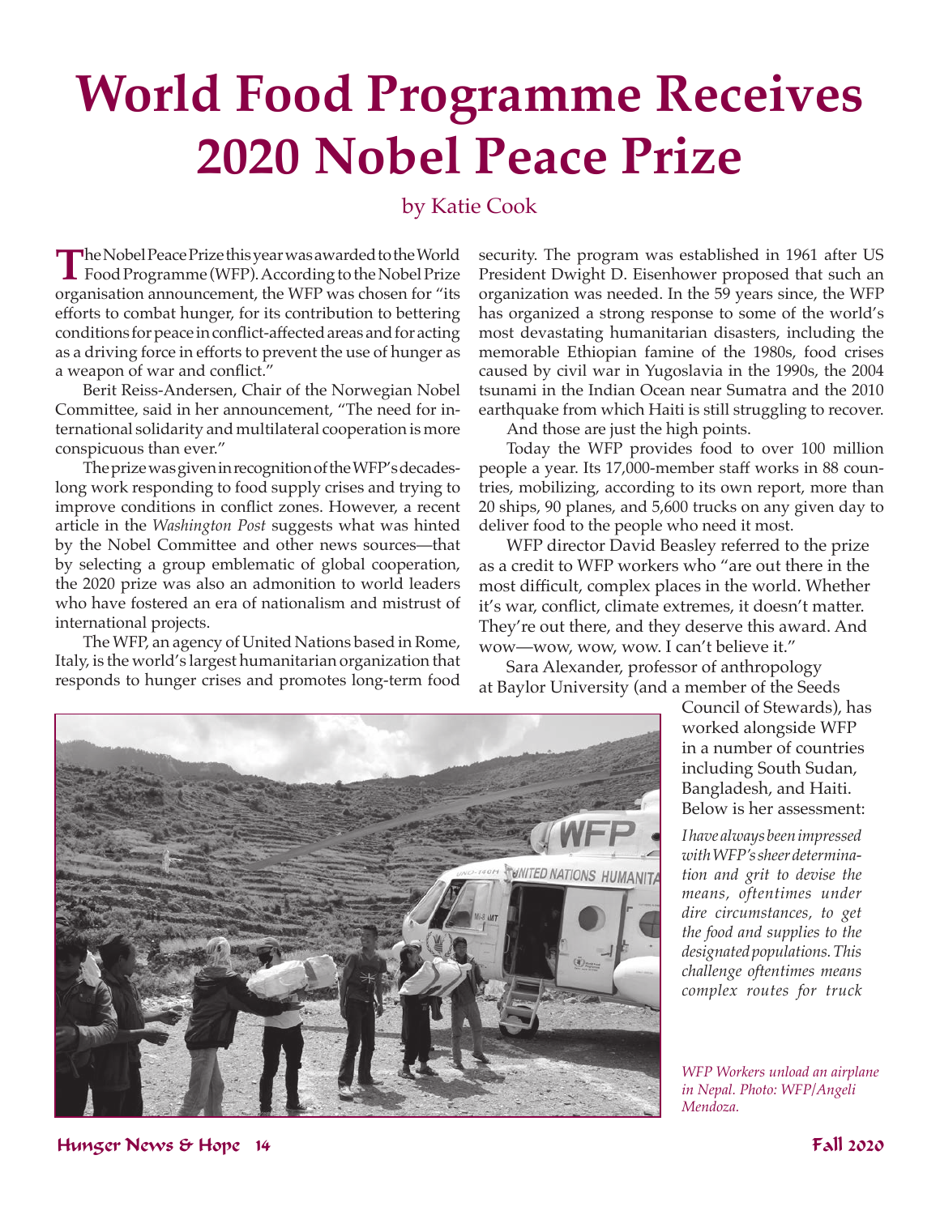# World Food Programme Receives 2020 Nobel Peace Prize

by Katie Cook

The Nobel Peace Prize this year was awarded to the World Food Programme (WFP). According to the Nobel Prize organisation announcement, the WFP was chosen for "its efforts to combat hunger, for its contribution to bettering conditions for peace in conflict-affected areas and for acting as a driving force in efforts to prevent the use of hunger as a weapon of war and conflict."

Berit Reiss-Andersen, Chair of the Norwegian Nobel Committee, said in her announcement, "The need for international solidarity and multilateral cooperation is more conspicuous than ever."

The prize was given in recognition of the WFP's decades-long work responding to food supply crises and trying to improve conditions in conflict zones. However, a recent article in the *Washington Post* suggests what was hinted by the Nobel Committee and other news sources—that by selecting a group emblematic of global cooperation, the 2020 prize was also an admonition to world leaders who have fostered an era of nationalism and mistrust of international projects.

The WFP, an agency of United Nations based in Rome, Italy, is the world's largest humanitarian organization that responds to hunger crises and promotes long-term food security. The program was established in 1961 after US President Dwight D. Eisenhower proposed that such an organization was needed. In the 59 years since, the WFP has organized a strong response to some of the world's most devastating humanitarian disasters, including the memorable Ethiopian famine of the 1980s, food crises caused by civil war in Yugoslavia in the 1990s, the 2004 tsunami in the Indian Ocean near Sumatra and the 2010 earthquake from which Haiti is still struggling to recover.

And those are just the high points.

Today the WFP provides food to over 100 million people a year. Its 17,000-member staff works in 88 countries, mobilizing, according to its own report, more than 20 ships, 90 planes, and 5,600 trucks on any given day to deliver food to the people who need it most.

WFP director David Beasley referred to the prize as a credit to WFP workers who "are out there in the most difficult, complex places in the world. Whether it's war, conflict, climate extremes, it doesn't matter. They're out there, and they deserve this award. And wow—wow, wow, wow. I can't believe it."

Sara Alexander, professor of anthropology at Baylor University (and a member of the Seeds Council of Stewards), has worked alongside WFP in a number of countries including South Sudan, Bangladesh, and Haiti. Below is her assessment:

*I have always been impressed with WFP's sheer determination and grit to devise the means, oftentimes under dire circumstances, to get the food and supplies to the designated populations. This challenge oftentimes means complex routes for truck*

*WFP Workers unload an airplane in Nepal. Photo: WFP/Angeli Mendoza.*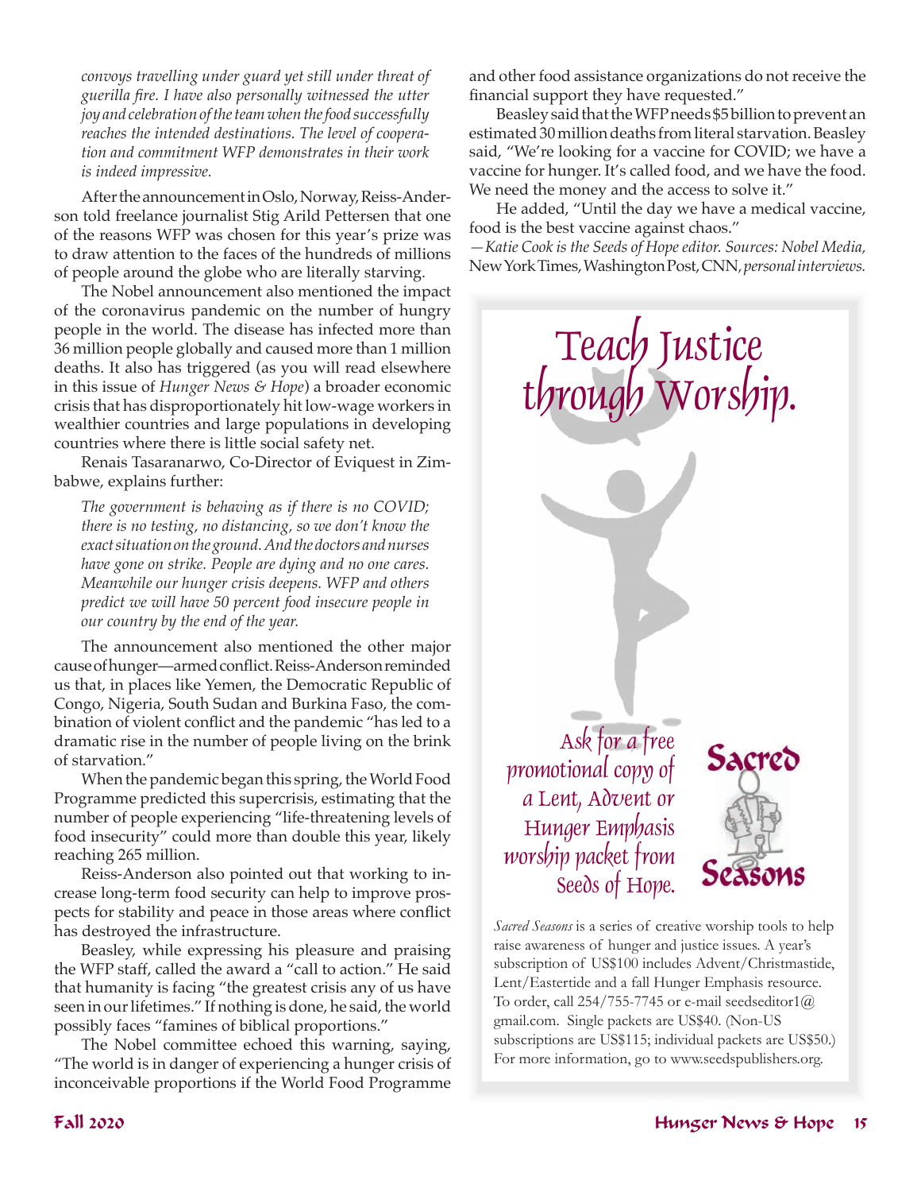*convoys travelling under guard yet still under threat of guerilla fire. I have also personally witnessed the utter joy and celebration of the team when the food successfully reaches the intended destinations. The level of cooperation and commitment WFP demonstrates in their work is indeed impressive.*

After the announcement in Oslo, Norway, Reiss-Anderson told freelance journalist Stig Arild Pettersen that one of the reasons WFP was chosen for this year's prize was to draw attention to the faces of the hundreds of millions of people around the globe who are literally starving.

The Nobel announcement also mentioned the impact of the coronavirus pandemic on the number of hungry people in the world. The disease has infected more than 36 million people globally and caused more than 1 million deaths. It also has triggered (as you will read elsewhere in this issue of *Hunger News & Hope*) a broader economic crisis that has disproportionately hit low-wage workers in wealthier countries and large populations in developing countries where there is little social safety net.

Renais Tasaranarwo, Co-Director of Eviquest in Zimbabwe, explains further:

*The government is behaving as if there is no COVID; there is no testing, no distancing, so we don't know the exact situation on the ground. And the doctors and nurses have gone on strike. People are dying and no one cares. Meanwhile our hunger crisis deepens. WFP and others predict we will have 50 percent food insecure people in our country by the end of the year.*

The announcement also mentioned the other major cause of hunger—armed conflict. Reiss-Anderson reminded us that, in places like Yemen, the Democratic Republic of Congo, Nigeria, South Sudan and Burkina Faso, the combination of violent conflict and the pandemic "has led to a dramatic rise in the number of people living on the brink of starvation."

When the pandemic began this spring, the World Food Programme predicted this supercrisis, estimating that the number of people experiencing "life-threatening levels of food insecurity" could more than double this year, likely reaching 265 million.

Reiss-Anderson also pointed out that working to increase long-term food security can help to improve prospects for stability and peace in those areas where conflict has destroyed the infrastructure.

Beasley, while expressing his pleasure and praising the WFP staff, called the award a "call to action." He said that humanity is facing "the greatest crisis any of us have seen in our lifetimes." If nothing is done, he said, the world possibly faces "famines of biblical proportions."

The Nobel committee echoed this warning, saying, "The world is in danger of experiencing a hunger crisis of inconceivable proportions if the World Food Programme and other food assistance organizations do not receive the financial support they have requested."

Beasley said that the WFP needs $5 billion to prevent an estimated 30 million deaths from literal starvation. Beasley said, "We're looking for a vaccine for COVID; we have a vaccine for hunger. It's called food, and we have the food. We need the money and the access to solve it."

He added, "Until the day we have a medical vaccine, food is the best vaccine against chaos."

*—Katie Cook is the Seeds of Hope editor. Sources: Nobel Media,* New York Times, Washington Post, CNN, *personal interviews.*

---

# Teach Justice through Worship.

Ask for a free promotional copy of a Lent, Advent or Hunger Emphasis worship packet from Seeds of Hope.

**Sacred Seasons**

*Sacred Seasons* is a series of creative worship tools to help raise awareness of hunger and justice issues. A year's subscription of US$100 includes Advent/Christmastide, Lent/Eastertide and a fall Hunger Emphasis resource. To order, call 254/755-7745 or e-mail seedseditor1@gmail.com. Single packets are US$40. (Non-US subscriptions are US$115; individual packets are US$50.) For more information, go to www.seedspublishers.org.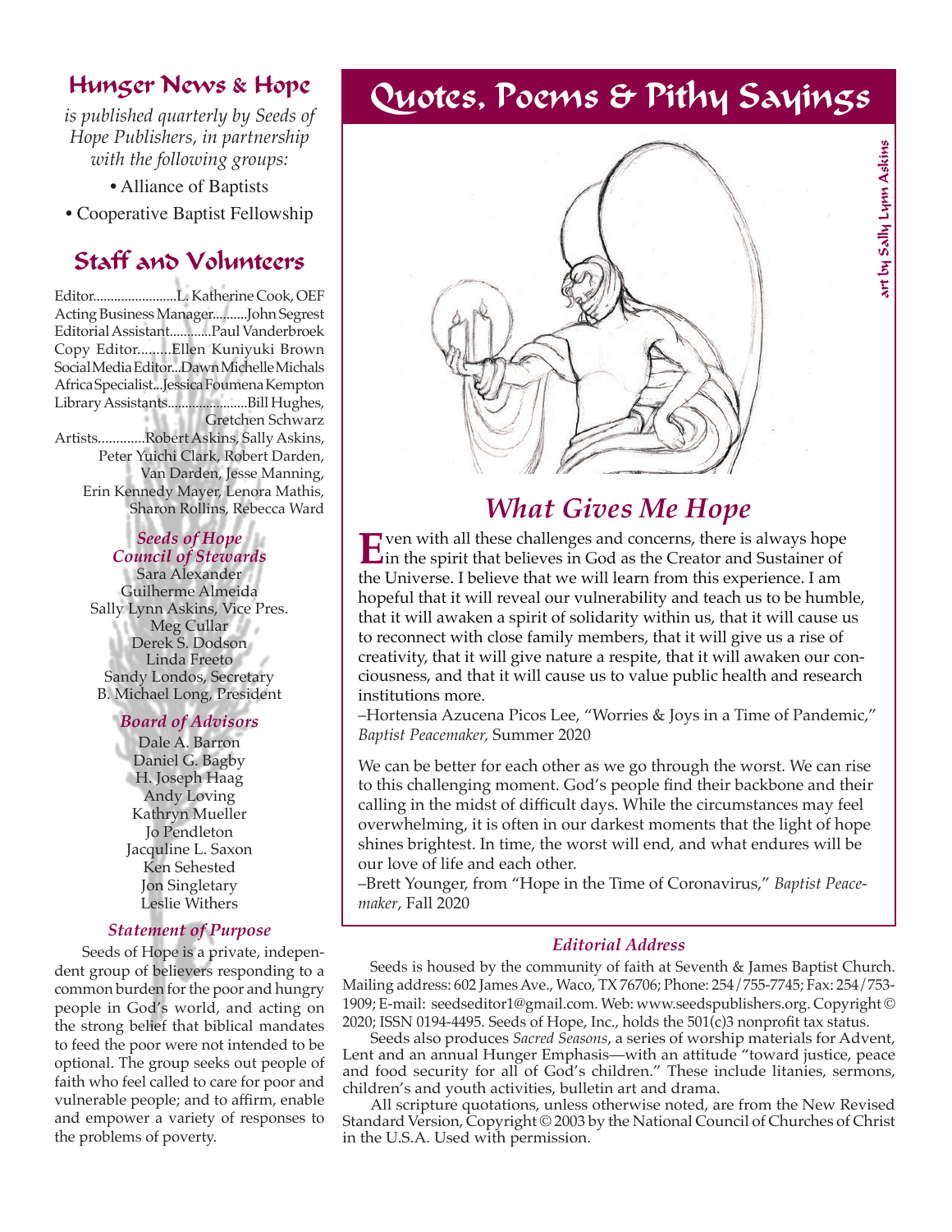## Hunger News & Hope

*is published quarterly by Seeds of Hope Publishers, in partnership with the following groups:*

- Alliance of Baptists
- Cooperative Baptist Fellowship

## Staff and Volunteers

Editor........................L. Katherine Cook, OEF
Acting Business Manager..........John Segrest
Editorial Assistant............Paul Vanderbroek
Copy Editor.........Ellen Kuniyuki Brown
Social Media Editor...Dawn Michelle Michals
Africa Specialist...Jessica Foumena Kempton
Library Assistants......................Bill Hughes, Gretchen Schwarz
Artists.............Robert Askins, Sally Askins, Peter Yuichi Clark, Robert Darden, Van Darden, Jesse Manning, Erin Kennedy Mayer, Lenora Mathis, Sharon Rollins, Rebecca Ward

***Seeds of Hope Council of Stewards***

Sara Alexander
Guilherme Almeida
Sally Lynn Askins, Vice Pres.
Meg Cullar
Derek S. Dodson
Linda Freeto
Sandy Londos, Secretary
B. Michael Long, President

***Board of Advisors***

Dale A. Barron
Daniel G. Bagby
H. Joseph Haag
Andy Loving
Kathryn Mueller
Jo Pendleton
Jacquline L. Saxon
Ken Sehested
Jon Singletary
Leslie Withers

***Statement of Purpose***

Seeds of Hope is a private, independent group of believers responding to a common burden for the poor and hungry people in God's world, and acting on the strong belief that biblical mandates to feed the poor were not intended to be optional. The group seeks out people of faith who feel called to care for poor and vulnerable people; and to affirm, enable and empower a variety of responses to the problems of poverty.

# Quotes, Poems & Pithy Sayings

art by Sally Lynn Askins

## *What Gives Me Hope*

Even with all these challenges and concerns, there is always hope in the spirit that believes in God as the Creator and Sustainer of the Universe. I believe that we will learn from this experience. I am hopeful that it will reveal our vulnerability and teach us to be humble, that it will awaken a spirit of solidarity within us, that it will cause us to reconnect with close family members, that it will give us a rise of creativity, that it will give nature a respite, that it will awaken our conciousness, and that it will cause us to value public health and research institutions more.
–Hortensia Azucena Picos Lee, "Worries & Joys in a Time of Pandemic," *Baptist Peacemaker,* Summer 2020

We can be better for each other as we go through the worst. We can rise to this challenging moment. God's people find their backbone and their calling in the midst of difficult days. While the circumstances may feel overwhelming, it is often in our darkest moments that the light of hope shines brightest. In time, the worst will end, and what endures will be our love of life and each other.
–Brett Younger, from "Hope in the Time of Coronavirus," *Baptist Peacemaker*, Fall 2020

***Editorial Address***

Seeds is housed by the community of faith at Seventh & James Baptist Church. Mailing address: 602 James Ave., Waco, TX 76706; Phone: 254/755-7745; Fax: 254/753-1909; E-mail: seedseditor1@gmail.com. Web: www.seedspublishers.org. Copyright © 2020; ISSN 0194-4495. Seeds of Hope, Inc., holds the 501(c)3 nonprofit tax status.

Seeds also produces *Sacred Seasons*, a series of worship materials for Advent, Lent and an annual Hunger Emphasis—with an attitude "toward justice, peace and food security for all of God's children." These include litanies, sermons, children's and youth activities, bulletin art and drama.

All scripture quotations, unless otherwise noted, are from the New Revised Standard Version, Copyright © 2003 by the National Council of Churches of Christ in the U.S.A. Used with permission.